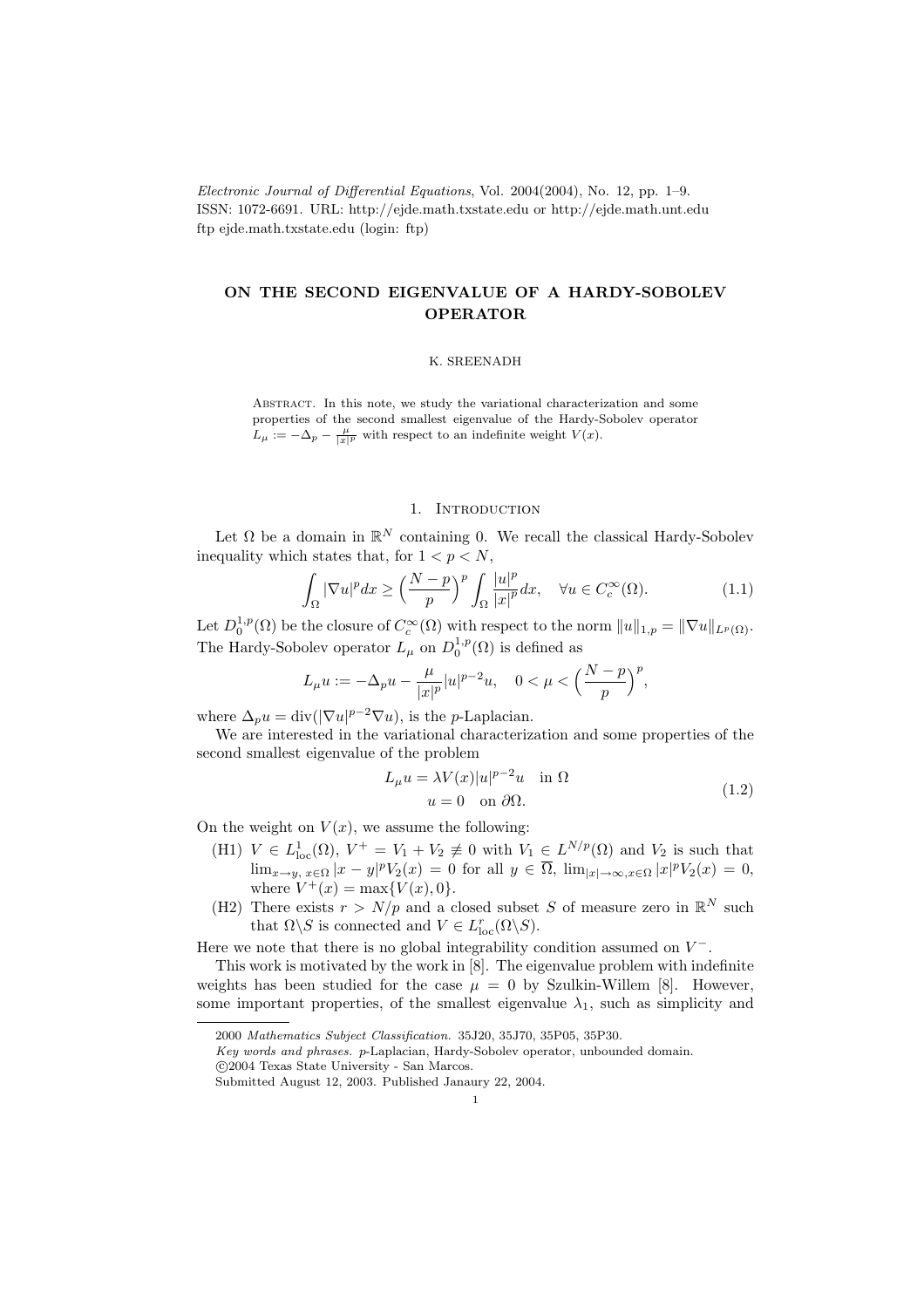*Electronic Journal of Differential Equations*, Vol. 2004(2004), No. 12, pp. 1–9.
ISSN: 1072-6691. URL: http://ejde.math.txstate.edu or http://ejde.math.unt.edu
ftp ejde.math.txstate.edu (login: ftp)

# ON THE SECOND EIGENVALUE OF A HARDY-SOBOLEV OPERATOR

K. SREENADH

Abstract. In this note, we study the variational characterization and some properties of the second smallest eigenvalue of the Hardy-Sobolev operator $L_\mu := -\Delta_p - \frac{\mu}{|x|^p}$ with respect to an indefinite weight $V(x)$.

## 1. Introduction

Let $\Omega$ be a domain in $\mathbb{R}^N$ containing 0. We recall the classical Hardy-Sobolev inequality which states that, for $1 < p < N$,

$$\int_\Omega |\nabla u|^p dx \geq \Big(\frac{N-p}{p}\Big)^p \int_\Omega \frac{|u|^p}{|x|^p} dx, \quad \forall u \in C_c^\infty(\Omega). \tag{1.1}$$

Let $D_0^{1,p}(\Omega)$ be the closure of $C_c^\infty(\Omega)$ with respect to the norm $\|u\|_{1,p} = \|\nabla u\|_{L^p(\Omega)}$. The Hardy-Sobolev operator $L_\mu$ on $D_0^{1,p}(\Omega)$ is defined as

$$L_\mu u := -\Delta_p u - \frac{\mu}{|x|^p}|u|^{p-2}u, \quad 0 < \mu < \Big(\frac{N-p}{p}\Big)^p,$$

where $\Delta_p u = \operatorname{div}(|\nabla u|^{p-2}\nabla u)$, is the $p$-Laplacian.

We are interested in the variational characterization and some properties of the second smallest eigenvalue of the problem

$$\begin{aligned} L_\mu u &= \lambda V(x)|u|^{p-2}u \quad \text{in } \Omega \\ u &= 0 \quad \text{on } \partial\Omega. \end{aligned} \tag{1.2}$$

On the weight on $V(x)$, we assume the following:

- (H1) $V \in L^1_{\rm loc}(\Omega)$, $V^+ = V_1 + V_2 \not\equiv 0$ with $V_1 \in L^{N/p}(\Omega)$ and $V_2$ is such that $\lim_{x\to y,\, x\in\Omega} |x-y|^p V_2(x) = 0$ for all $y \in \overline{\Omega}$, $\lim_{|x|\to\infty, x\in\Omega} |x|^p V_2(x) = 0$, where $V^+(x) = \max\{V(x), 0\}$.
- (H2) There exists $r > N/p$ and a closed subset $S$ of measure zero in $\mathbb{R}^N$ such that $\Omega\backslash S$ is connected and $V \in L^r_{\rm loc}(\Omega\backslash S)$.

Here we note that there is no global integrability condition assumed on $V^-$.

This work is motivated by the work in [8]. The eigenvalue problem with indefinite weights has been studied for the case $\mu = 0$ by Szulkin-Willem [8]. However, some important properties, of the smallest eigenvalue $\lambda_1$, such as simplicity and

2000 *Mathematics Subject Classification.* 35J20, 35J70, 35P05, 35P30.
*Key words and phrases.* $p$-Laplacian, Hardy-Sobolev operator, unbounded domain.
©2004 Texas State University - San Marcos.
Submitted August 12, 2003. Published Janaury 22, 2004.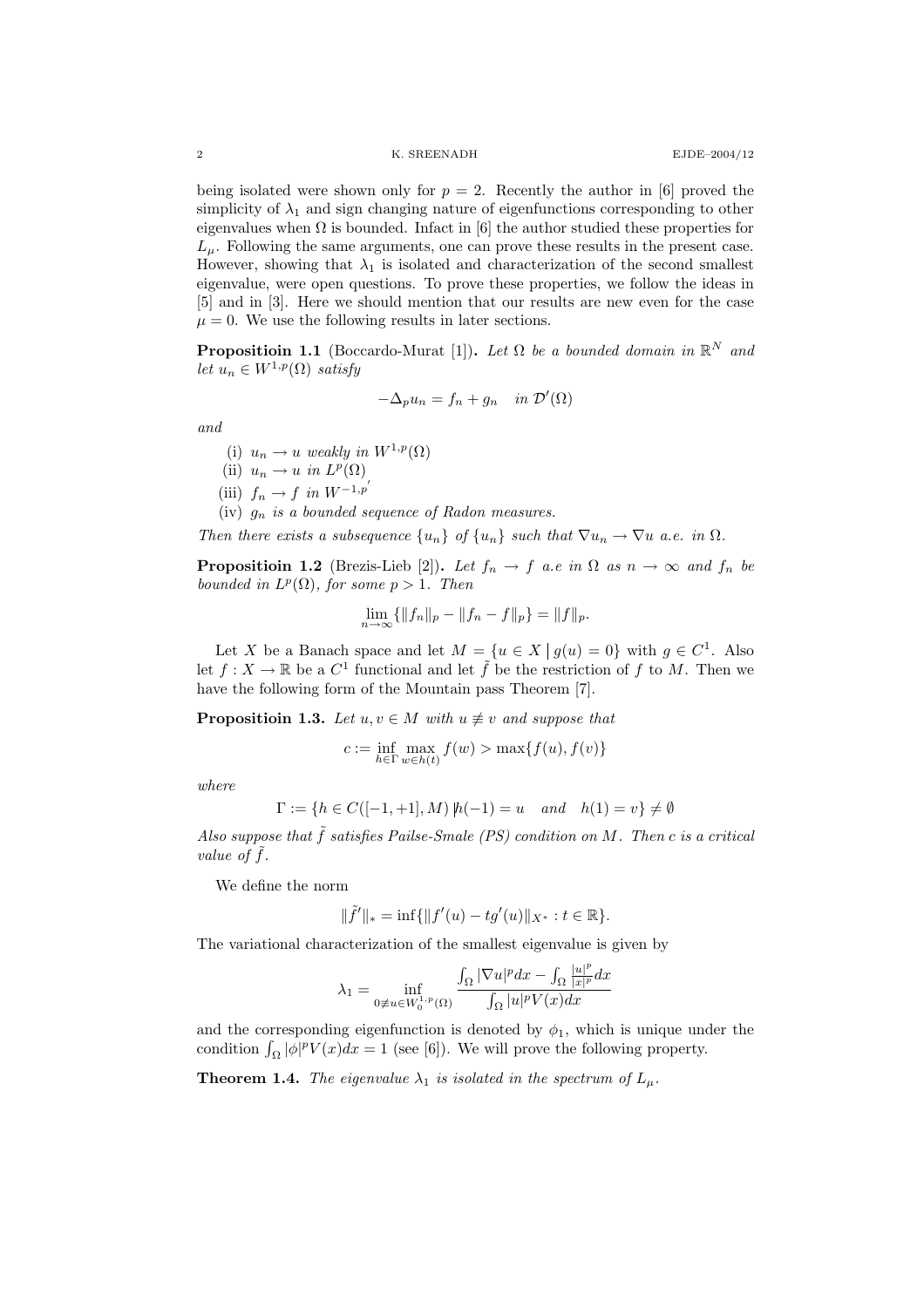being isolated were shown only for $p = 2$. Recently the author in [6] proved the simplicity of $\lambda_1$ and sign changing nature of eigenfunctions corresponding to other eigenvalues when $\Omega$ is bounded. Infact in [6] the author studied these properties for $L_\mu$. Following the same arguments, one can prove these results in the present case. However, showing that $\lambda_1$ is isolated and characterization of the second smallest eigenvalue, were open questions. To prove these properties, we follow the ideas in [5] and in [3]. Here we should mention that our results are new even for the case $\mu = 0$. We use the following results in later sections.

**Propositioin 1.1** (Boccardo-Murat [1]). *Let $\Omega$ be a bounded domain in $\mathbb{R}^N$ and let $u_n \in W^{1,p}(\Omega)$ satisfy*

$$-\Delta_p u_n = f_n + g_n \quad \text{in } \mathcal{D}'(\Omega)$$

*and*

(i) $u_n \to u$ *weakly in* $W^{1,p}(\Omega)$
(ii) $u_n \to u$ *in* $L^p(\Omega)$
(iii) $f_n \to f$ *in* $W^{-1,p'}$
(iv) $g_n$ *is a bounded sequence of Radon measures.*

*Then there exists a subsequence $\{u_n\}$ of $\{u_n\}$ such that $\nabla u_n \to \nabla u$ a.e. in $\Omega$.*

**Propositioin 1.2** (Brezis-Lieb [2]). *Let $f_n \to f$ a.e in $\Omega$ as $n \to \infty$ and $f_n$ be bounded in $L^p(\Omega)$, for some $p > 1$. Then*

$$\lim_{n\to\infty}\{\|f_n\|_p - \|f_n - f\|_p\} = \|f\|_p.$$

Let $X$ be a Banach space and let $M = \{u \in X \mid g(u) = 0\}$ with $g \in C^1$. Also let $f : X \to \mathbb{R}$ be a $C^1$ functional and let $\tilde{f}$ be the restriction of $f$ to $M$. Then we have the following form of the Mountain pass Theorem [7].

**Propositioin 1.3.** *Let $u, v \in M$ with $u \not\equiv v$ and suppose that*

$$c := \inf_{h\in\Gamma} \max_{w\in h(t)} f(w) > \max\{f(u), f(v)\}$$

*where*

$$\Gamma := \{h \in C([-1,+1], M) \,|h(-1) = u \quad and \quad h(1) = v\} \neq \emptyset$$

*Also suppose that $\tilde{f}$ satisfies Pailse-Smale (PS) condition on $M$. Then $c$ is a critical value of $\tilde{f}$.*

We define the norm

$$\|\tilde{f}'\|_* = \inf\{\|f'(u) - tg'(u)\|_{X^*} : t \in \mathbb{R}\}.$$

The variational characterization of the smallest eigenvalue is given by

$$\lambda_1 = \inf_{0\not\equiv u\in W_0^{1,p}(\Omega)} \frac{\int_\Omega |\nabla u|^p dx - \int_\Omega \frac{|u|^p}{|x|^p} dx}{\int_\Omega |u|^p V(x) dx}$$

and the corresponding eigenfunction is denoted by $\phi_1$, which is unique under the condition $\int_\Omega |\phi|^p V(x) dx = 1$ (see [6]). We will prove the following property.

**Theorem 1.4.** *The eigenvalue $\lambda_1$ is isolated in the spectrum of $L_\mu$.*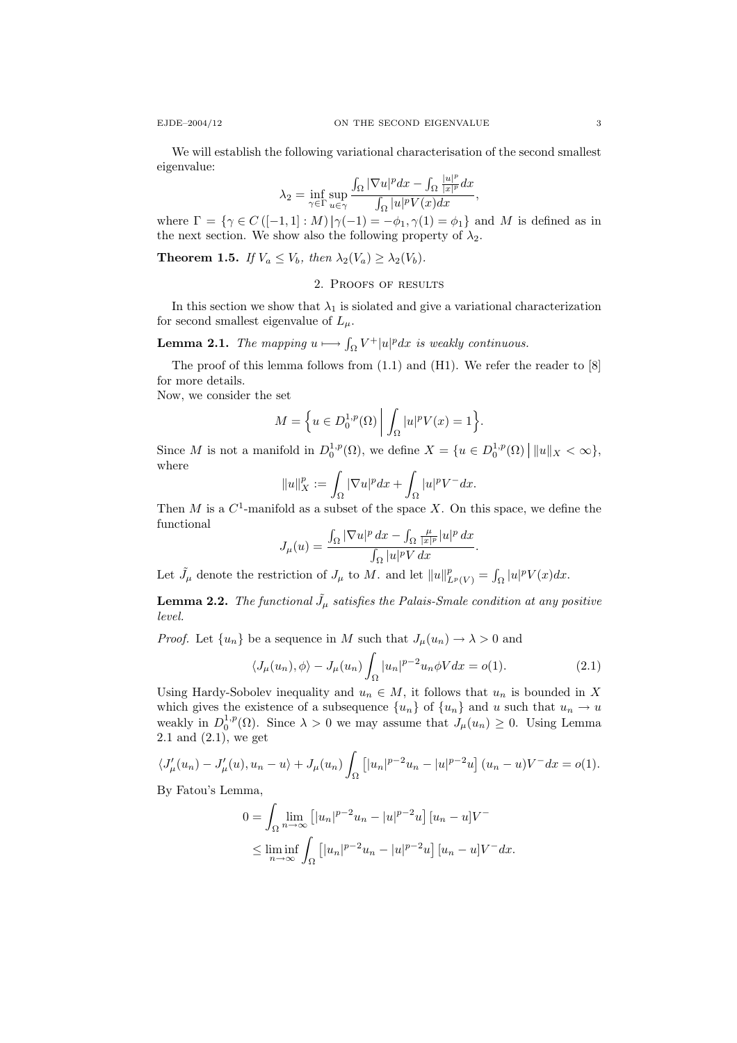We will establish the following variational characterisation of the second smallest eigenvalue:

$$\lambda_2 = \inf_{\gamma \in \Gamma} \sup_{u \in \gamma} \frac{\int_\Omega |\nabla u|^p dx - \int_\Omega \frac{|u|^p}{|x|^p} dx}{\int_\Omega |u|^p V(x) dx},$$

where $\Gamma = \{\gamma \in C([-1,1] : M) \,|\, \gamma(-1) = -\phi_1, \gamma(1) = \phi_1\}$ and $M$ is defined as in the next section. We show also the following property of $\lambda_2$.

**Theorem 1.5.** *If $V_a \leq V_b$, then $\lambda_2(V_a) \geq \lambda_2(V_b)$.*

## 2. Proofs of results

In this section we show that $\lambda_1$ is siolated and give a variational characterization for second smallest eigenvalue of $L_\mu$.

**Lemma 2.1.** *The mapping $u \longmapsto \int_\Omega V^+ |u|^p dx$ is weakly continuous.*

The proof of this lemma follows from (1.1) and (H1). We refer the reader to [8] for more details.

Now, we consider the set

$$M = \Big\{ u \in D_0^{1,p}(\Omega) \,\Big|\, \int_\Omega |u|^p V(x) = 1 \Big\}.$$

Since $M$ is not a manifold in $D_0^{1,p}(\Omega)$, we define $X = \{u \in D_0^{1,p}(\Omega) \,|\, \|u\|_X < \infty\}$, where

$$\|u\|_X^p := \int_\Omega |\nabla u|^p dx + \int_\Omega |u|^p V^- dx.$$

Then $M$ is a $C^1$-manifold as a subset of the space $X$. On this space, we define the functional

$$J_\mu(u) = \frac{\int_\Omega |\nabla u|^p \, dx - \int_\Omega \frac{\mu}{|x|^p} |u|^p \, dx}{\int_\Omega |u|^p V \, dx}.$$

Let $\tilde{J}_\mu$ denote the restriction of $J_\mu$ to $M$. and let $\|u\|_{L^p(V)}^p = \int_\Omega |u|^p V(x) dx$.

**Lemma 2.2.** *The functional $\tilde{J}_\mu$ satisfies the Palais-Smale condition at any positive level.*

*Proof.* Let $\{u_n\}$ be a sequence in $M$ such that $J_\mu(u_n) \to \lambda > 0$ and

$$\langle J_\mu(u_n), \phi \rangle - J_\mu(u_n) \int_\Omega |u_n|^{p-2} u_n \phi V dx = o(1). \tag{2.1}$$

Using Hardy-Sobolev inequality and $u_n \in M$, it follows that $u_n$ is bounded in $X$ which gives the existence of a subsequence $\{u_n\}$ of $\{u_n\}$ and $u$ such that $u_n \to u$ weakly in $D_0^{1,p}(\Omega)$. Since $\lambda > 0$ we may assume that $J_\mu(u_n) \geq 0$. Using Lemma 2.1 and (2.1), we get

$$\langle J'_\mu(u_n) - J'_\mu(u), u_n - u \rangle + J_\mu(u_n) \int_\Omega \left[ |u_n|^{p-2} u_n - |u|^{p-2} u \right] (u_n - u) V^- dx = o(1).$$

By Fatou's Lemma,

$$\begin{aligned}
0 &= \int_\Omega \lim_{n \to \infty} \left[ |u_n|^{p-2} u_n - |u|^{p-2} u \right] [u_n - u] V^- \\
&\leq \liminf_{n \to \infty} \int_\Omega \left[ |u_n|^{p-2} u_n - |u|^{p-2} u \right] [u_n - u] V^- dx.
\end{aligned}$$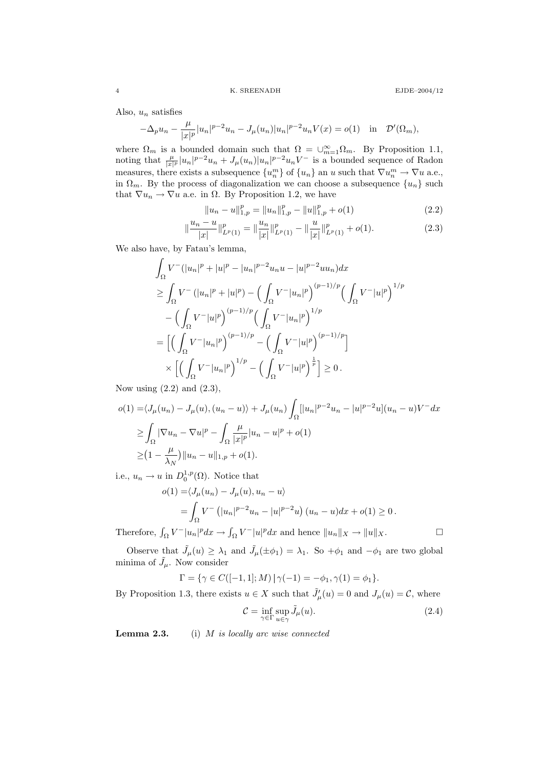Also, $u_n$ satisfies

$$-\Delta_p u_n - \frac{\mu}{|x|^p}|u_n|^{p-2}u_n - J_\mu(u_n)|u_n|^{p-2}u_n V(x) = o(1) \quad \text{in} \quad \mathcal{D}'(\Omega_m),$$

where $\Omega_m$ is a bounded domain such that $\Omega = \cup_{m=1}^{\infty}\Omega_m$. By Proposition 1.1, noting that $\frac{\mu}{|x|^p}|u_n|^{p-2}u_n + J_\mu(u_n)|u_n|^{p-2}u_n V^-$ is a bounded sequence of Radon measures, there exists a subsequence $\{u_n^m\}$ of $\{u_n\}$ an $u$ such that $\nabla u_n^m \to \nabla u$ a.e., in $\Omega_m$. By the process of diagonalization we can choose a subsequence $\{u_n\}$ such that $\nabla u_n \to \nabla u$ a.e. in $\Omega$. By Proposition 1.2, we have

$$\|u_n - u\|_{1,p}^p = \|u_n\|_{1,p}^p - \|u\|_{1,p}^p + o(1) \tag{2.2}$$

$$\|\frac{u_n - u}{|x|}\|_{L^p(1)}^p = \|\frac{u_n}{|x|}\|_{L^p(1)}^p - \|\frac{u}{|x|}\|_{L^p(1)}^p + o(1). \tag{2.3}$$

We also have, by Fatau's lemma,

$$\begin{aligned}
&\int_\Omega V^-(|u_n|^p + |u|^p - |u_n|^{p-2}u_n u - |u|^{p-2}u u_n)dx \\
&\geq \int_\Omega V^- \left(|u_n|^p + |u|^p\right) - \Big(\int_\Omega V^-|u_n|^p\Big)^{(p-1)/p}\Big(\int_\Omega V^-|u|^p\Big)^{1/p} \\
&\quad - \Big(\int_\Omega V^-|u|^p\Big)^{(p-1)/p}\Big(\int_\Omega V^-|u_n|^p\Big)^{1/p} \\
&= \Big[\Big(\int_\Omega V^-|u_n|^p\Big)^{(p-1)/p} - \Big(\int_\Omega V^-|u|^p\Big)^{(p-1)/p}\Big] \\
&\quad \times \Big[\Big(\int_\Omega V^-|u_n|^p\Big)^{1/p} - \Big(\int_\Omega V^-|u|^p\Big)^{\frac{1}{p}}\Big] \geq 0\,.
\end{aligned}$$

Now using (2.2) and (2.3),

$$\begin{aligned}
o(1) =& \langle J_\mu(u_n) - J_\mu(u), (u_n - u)\rangle + J_\mu(u_n)\int_\Omega [|u_n|^{p-2}u_n - |u|^{p-2}u](u_n - u)V^- dx \\
\geq& \int_\Omega |\nabla u_n - \nabla u|^p - \int_\Omega \frac{\mu}{|x|^p}|u_n - u|^p + o(1) \\
\geq& \big(1 - \frac{\mu}{\lambda_N}\big)\|u_n - u\|_{1,p} + o(1).
\end{aligned}$$

i.e., $u_n \to u$ in $D_0^{1,p}(\Omega)$. Notice that

$$\begin{aligned}
o(1) =& \langle J_\mu(u_n) - J_\mu(u), u_n - u\rangle \\
=& \int_\Omega V^-\left(|u_n|^{p-2}u_n - |u|^{p-2}u\right)(u_n - u)dx + o(1) \geq 0\,.
\end{aligned}$$

Therefore, $\int_\Omega V^-|u_n|^p dx \to \int_\Omega V^-|u|^p dx$ and hence $\|u_n\|_X \to \|u\|_X$. $\square$

Observe that $\tilde{J}_\mu(u) \geq \lambda_1$ and $\tilde{J}_\mu(\pm\phi_1) = \lambda_1$. So $+\phi_1$ and $-\phi_1$ are two global minima of $\tilde{J}_\mu$. Now consider

$$\Gamma = \{\gamma \in C([-1,1]; M) \,|\, \gamma(-1) = -\phi_1, \gamma(1) = \phi_1\}.$$

By Proposition 1.3, there exists $u \in X$ such that $\tilde{J}'_\mu(u) = 0$ and $J_\mu(u) = \mathcal{C}$, where

$$\mathcal{C} = \inf_{\gamma\in\Gamma}\sup_{u\in\gamma}\tilde{J}_\mu(u). \tag{2.4}$$

**Lemma 2.3.** (i) *$M$ is locally arc wise connected*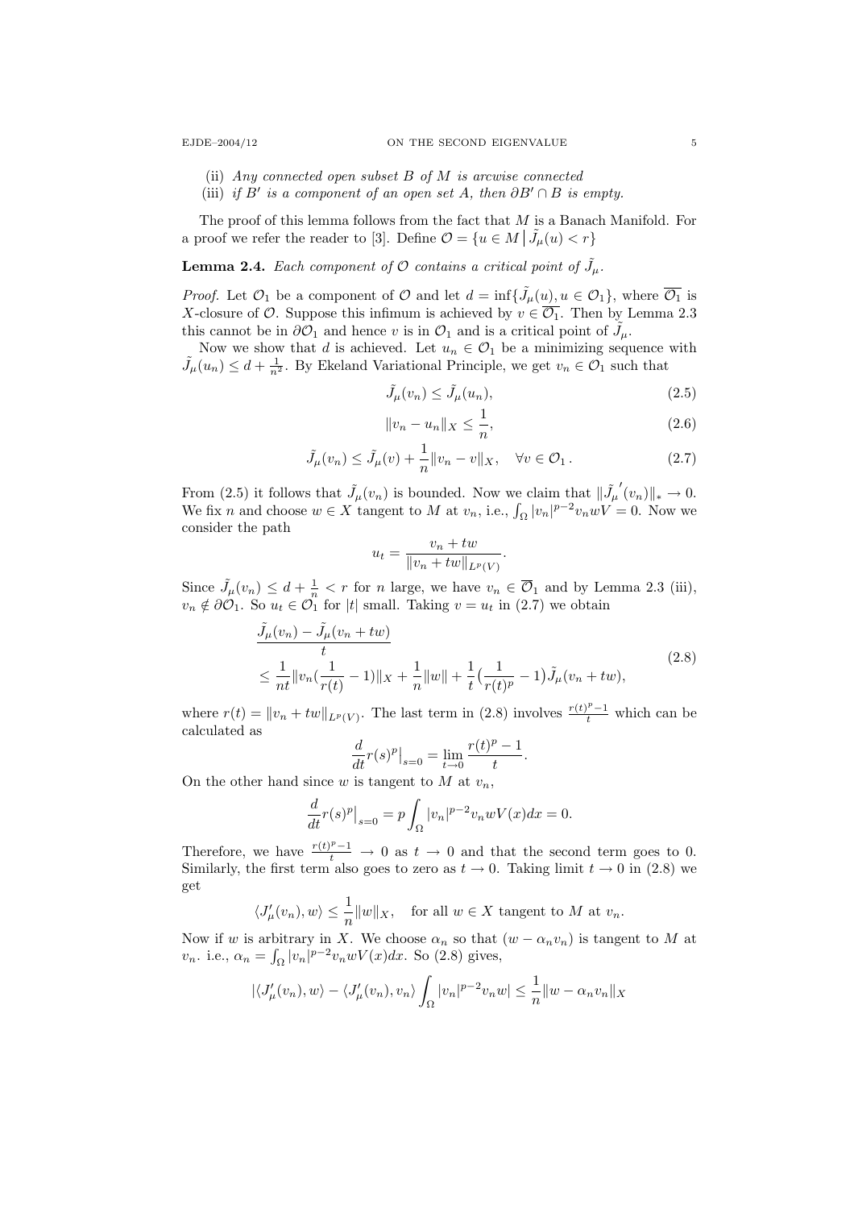(ii) *Any connected open subset $B$ of $M$ is arcwise connected*

(iii) *if $B'$ is a component of an open set $A$, then $\partial B' \cap B$ is empty.*

The proof of this lemma follows from the fact that $M$ is a Banach Manifold. For a proof we refer the reader to [3]. Define $\mathcal{O} = \{u \in M \,\big|\, \tilde{J}_\mu(u) < r\}$

**Lemma 2.4.** *Each component of $\mathcal{O}$ contains a critical point of $\tilde{J}_\mu$.*

*Proof.* Let $\mathcal{O}_1$ be a component of $\mathcal{O}$ and let $d = \inf\{\tilde{J}_\mu(u), u \in \mathcal{O}_1\}$, where $\overline{\mathcal{O}_1}$ is $X$-closure of $\mathcal{O}$. Suppose this infimum is achieved by $v \in \overline{\mathcal{O}_1}$. Then by Lemma 2.3 this cannot be in $\partial\mathcal{O}_1$ and hence $v$ is in $\mathcal{O}_1$ and is a critical point of $\tilde{J}_\mu$.

Now we show that $d$ is achieved. Let $u_n \in \mathcal{O}_1$ be a minimizing sequence with $\tilde{J}_\mu(u_n) \leq d + \frac{1}{n^2}$. By Ekeland Variational Principle, we get $v_n \in \mathcal{O}_1$ such that

$$\tilde{J}_\mu(v_n) \leq \tilde{J}_\mu(u_n), \tag{2.5}$$

$$\|v_n - u_n\|_X \leq \frac{1}{n}, \tag{2.6}$$

$$\tilde{J}_\mu(v_n) \leq \tilde{J}_\mu(v) + \frac{1}{n}\|v_n - v\|_X, \quad \forall v \in \mathcal{O}_1\,. \tag{2.7}$$

From (2.5) it follows that $\tilde{J}_\mu(v_n)$ is bounded. Now we claim that $\|\tilde{J}_\mu{}'(v_n)\|_* \to 0$. We fix $n$ and choose $w \in X$ tangent to $M$ at $v_n$, i.e., $\int_\Omega |v_n|^{p-2}v_n wV = 0$. Now we consider the path

$$u_t = \frac{v_n + tw}{\|v_n + tw\|_{L^p(V)}}.$$

Since $\tilde{J}_\mu(v_n) \leq d + \frac{1}{n} < r$ for $n$ large, we have $v_n \in \overline{\mathcal{O}}_1$ and by Lemma 2.3 (iii), $v_n \notin \partial\mathcal{O}_1$. So $u_t \in \mathcal{O}_1$ for $|t|$ small. Taking $v = u_t$ in (2.7) we obtain

$$\begin{aligned}
&\frac{\tilde{J}_\mu(v_n) - \tilde{J}_\mu(v_n + tw)}{t} \\
&\leq \frac{1}{nt}\|v_n(\frac{1}{r(t)} - 1)\|_X + \frac{1}{n}\|w\| + \frac{1}{t}\big(\frac{1}{r(t)^p} - 1\big)\tilde{J}_\mu(v_n + tw),
\end{aligned} \tag{2.8}$$

where $r(t) = \|v_n + tw\|_{L^p(V)}$. The last term in (2.8) involves $\frac{r(t)^p - 1}{t}$ which can be calculated as

$$\frac{d}{dt}r(s)^p\big|_{s=0} = \lim_{t\to 0}\frac{r(t)^p - 1}{t}.$$

On the other hand since $w$ is tangent to $M$ at $v_n$,

$$\frac{d}{dt}r(s)^p\big|_{s=0} = p\int_\Omega |v_n|^{p-2}v_n wV(x)dx = 0.$$

Therefore, we have $\frac{r(t)^p - 1}{t} \to 0$ as $t \to 0$ and that the second term goes to 0. Similarly, the first term also goes to zero as $t \to 0$. Taking limit $t \to 0$ in (2.8) we get

$$\langle J_\mu'(v_n), w\rangle \leq \frac{1}{n}\|w\|_X, \quad \text{for all } w \in X \text{ tangent to } M \text{ at } v_n.$$

Now if $w$ is arbitrary in $X$. We choose $\alpha_n$ so that $(w - \alpha_n v_n)$ is tangent to $M$ at $v_n$. i.e., $\alpha_n = \int_\Omega |v_n|^{p-2}v_n wV(x)dx$. So (2.8) gives,

$$|\langle J_\mu'(v_n), w\rangle - \langle J_\mu'(v_n), v_n\rangle \int_\Omega |v_n|^{p-2}v_n w| \leq \frac{1}{n}\|w - \alpha_n v_n\|_X$$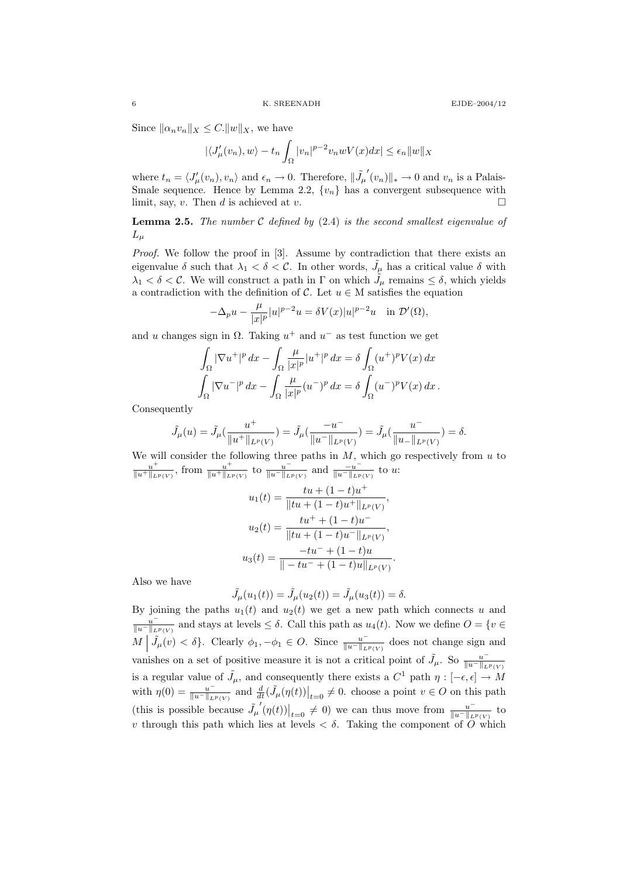Since $\|\alpha_n v_n\|_X \leq C.\|w\|_X$, we have

$$|\langle J'_\mu(v_n), w\rangle - t_n \int_\Omega |v_n|^{p-2} v_n w V(x) dx| \leq \epsilon_n \|w\|_X$$

where $t_n = \langle J'_\mu(v_n), v_n\rangle$ and $\epsilon_n \to 0$. Therefore, $\|\tilde{J_\mu}'(v_n)\|_* \to 0$ and $v_n$ is a Palais-Smale sequence. Hence by Lemma 2.2, $\{v_n\}$ has a convergent subsequence with limit, say, $v$. Then $d$ is achieved at $v$. □

**Lemma 2.5.** *The number $\mathcal{C}$ defined by (2.4) is the second smallest eigenvalue of $L_\mu$*

*Proof.* We follow the proof in [3]. Assume by contradiction that there exists an eigenvalue $\delta$ such that $\lambda_1 < \delta < \mathcal{C}$. In other words, $\tilde{J}_\mu$ has a critical value $\delta$ with $\lambda_1 < \delta < \mathcal{C}$. We will construct a path in $\Gamma$ on which $\tilde{J}_\mu$ remains $\leq \delta$, which yields a contradiction with the definition of $\mathcal{C}$. Let $u \in$ M satisfies the equation

$$-\Delta_p u - \frac{\mu}{|x|^p}|u|^{p-2}u = \delta V(x)|u|^{p-2}u \quad \text{in } \mathcal{D}'(\Omega),$$

and $u$ changes sign in $\Omega$. Taking $u^+$ and $u^-$ as test function we get

$$\begin{gathered}
\int_\Omega |\nabla u^+|^p\, dx - \int_\Omega \frac{\mu}{|x|^p}|u^+|^p\, dx = \delta \int_\Omega (u^+)^p V(x)\, dx \\
\int_\Omega |\nabla u^-|^p\, dx - \int_\Omega \frac{\mu}{|x|^p}(u^-)^p\, dx = \delta \int_\Omega (u^-)^p V(x)\, dx\,.
\end{gathered}$$

Consequently

$$\tilde{J}_\mu(u) = \tilde{J}_\mu(\frac{u^+}{\|u^+\|_{L^p(V)}}) = \tilde{J}_\mu(\frac{-u^-}{\|u^-\|_{L^p(V)}}) = \tilde{J}_\mu(\frac{u^-}{\|u_-\|_{L^p(V)}}) = \delta.$$

We will consider the following three paths in $M$, which go respectively from $u$ to $\frac{u^+}{\|u^+\|_{L^p(V)}}$, from $\frac{u^+}{\|u^+\|_{L^p(V)}}$ to $\frac{u^-}{\|u^-\|_{L^p(V)}}$ and $\frac{-u^-}{\|u^-\|_{L^p(V)}}$ to $u$:

$$\begin{gathered}
u_1(t) = \frac{tu + (1-t)u^+}{\|tu + (1-t)u^+\|_{L^p(V)}}, \\
u_2(t) = \frac{tu^+ + (1-t)u^-}{\|tu + (1-t)u^-\|_{L^p(V)}}, \\
u_3(t) = \frac{-tu^- + (1-t)u}{\|-tu^- + (1-t)u\|_{L^p(V)}}.
\end{gathered}$$

Also we have

$$\tilde{J}_\mu(u_1(t)) = \tilde{J}_\mu(u_2(t)) = \tilde{J}_\mu(u_3(t)) = \delta.$$

By joining the paths $u_1(t)$ and $u_2(t)$ we get a new path which connects $u$ and $\frac{u^-}{\|u^-\|_{L^p(V)}}$ and stays at levels $\leq \delta$. Call this path as $u_4(t)$. Now we define $O = \{v \in M \,\big|\, \tilde{J}_\mu(v) < \delta\}$. Clearly $\phi_1, -\phi_1 \in O$. Since $\frac{u^-}{\|u^-\|_{L^p(V)}}$ does not change sign and vanishes on a set of positive measure it is not a critical point of $\tilde{J}_\mu$. So $\frac{u^-}{\|u^-\|_{L^p(V)}}$ is a regular value of $\tilde{J}_\mu$, and consequently there exists a $C^1$ path $\eta : [-\epsilon, \epsilon] \to M$ with $\eta(0) = \frac{u^-}{\|u^-\|_{L^p(V)}}$ and $\frac{d}{dt}(\tilde{J}_\mu(\eta(t))\big|_{t=0} \neq 0$. choose a point $v \in O$ on this path (this is possible because $\tilde{J_\mu}'(\eta(t))\big|_{t=0} \neq 0$) we can thus move from $\frac{u^-}{\|u^-\|_{L^p(V)}}$ to $v$ through this path which lies at levels $< \delta$. Taking the component of $O$ which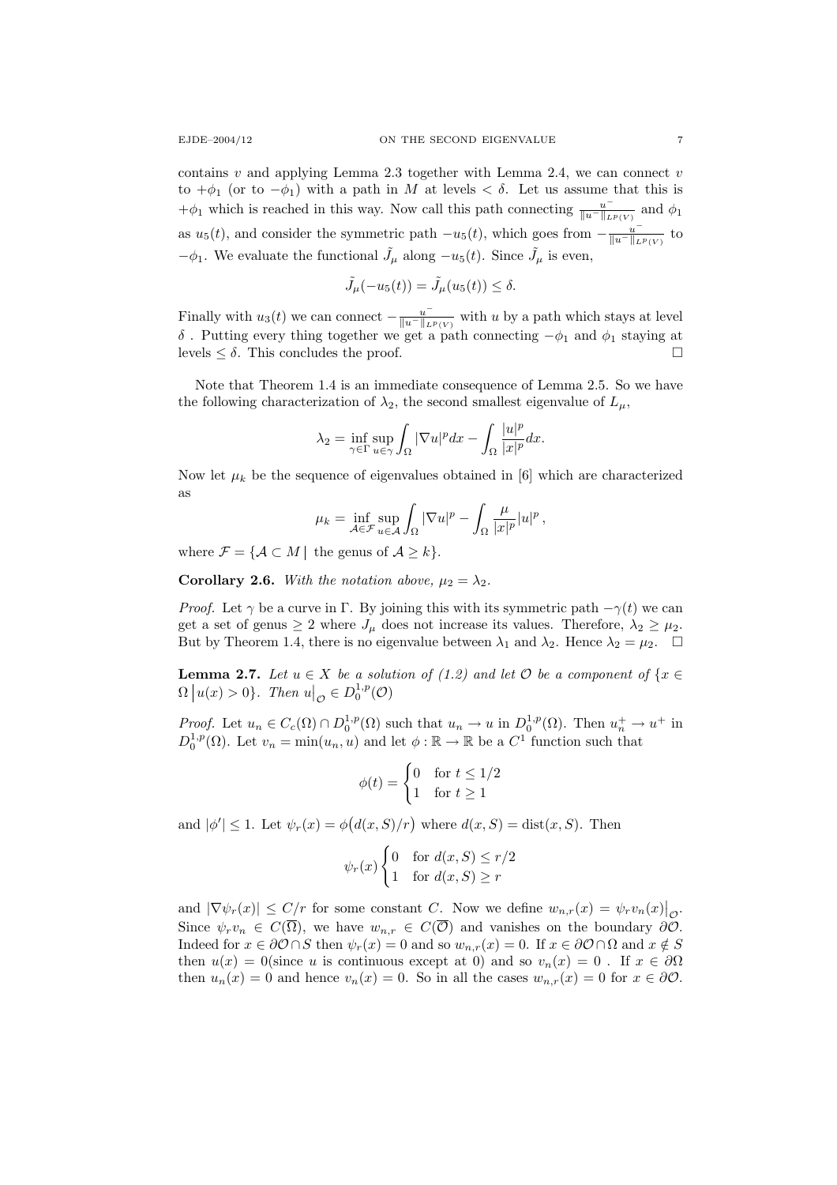contains $v$ and applying Lemma 2.3 together with Lemma 2.4, we can connect $v$ to $+\phi_1$ (or to $-\phi_1$) with a path in $M$ at levels $< \delta$. Let us assume that this is $+\phi_1$ which is reached in this way. Now call this path connecting $\frac{u^-}{\|u^-\|_{L^p(V)}}$ and $\phi_1$ as $u_5(t)$, and consider the symmetric path $-u_5(t)$, which goes from $-\frac{u^-}{\|u^-\|_{L^p(V)}}$ to $-\phi_1$. We evaluate the functional $\tilde{J}_\mu$ along $-u_5(t)$. Since $\tilde{J}_\mu$ is even,

$$\tilde{J}_\mu(-u_5(t)) = \tilde{J}_\mu(u_5(t)) \leq \delta.$$

Finally with $u_3(t)$ we can connect $-\frac{u^-}{\|u^-\|_{L^p(V)}}$ with $u$ by a path which stays at level $\delta$ . Putting every thing together we get a path connecting $-\phi_1$ and $\phi_1$ staying at levels $\leq \delta$. This concludes the proof. $\square$

Note that Theorem 1.4 is an immediate consequence of Lemma 2.5. So we have the following characterization of $\lambda_2$, the second smallest eigenvalue of $L_\mu$,

$$\lambda_2 = \inf_{\gamma \in \Gamma} \sup_{u \in \gamma} \int_\Omega |\nabla u|^p dx - \int_\Omega \frac{|u|^p}{|x|^p} dx.$$

Now let $\mu_k$ be the sequence of eigenvalues obtained in [6] which are characterized as

$$\mu_k = \inf_{\mathcal{A} \in \mathcal{F}} \sup_{u \in \mathcal{A}} \int_\Omega |\nabla u|^p - \int_\Omega \frac{\mu}{|x|^p} |u|^p \,,$$

where $\mathcal{F} = \{\mathcal{A} \subset M \mid \text{ the genus of } \mathcal{A} \geq k\}$.

**Corollary 2.6.** *With the notation above, $\mu_2 = \lambda_2$.*

*Proof.* Let $\gamma$ be a curve in $\Gamma$. By joining this with its symmetric path $-\gamma(t)$ we can get a set of genus $\geq 2$ where $J_\mu$ does not increase its values. Therefore, $\lambda_2 \geq \mu_2$. But by Theorem 1.4, there is no eigenvalue between $\lambda_1$ and $\lambda_2$. Hence $\lambda_2 = \mu_2$. $\square$

**Lemma 2.7.** *Let $u \in X$ be a solution of (1.2) and let $\mathcal{O}$ be a component of $\{x \in \Omega \,|\, u(x) > 0\}$. Then $u\big|_{\mathcal{O}} \in D_0^{1,p}(\mathcal{O})$*

*Proof.* Let $u_n \in C_c(\Omega) \cap D_0^{1,p}(\Omega)$ such that $u_n \to u$ in $D_0^{1,p}(\Omega)$. Then $u_n^+ \to u^+$ in $D_0^{1,p}(\Omega)$. Let $v_n = \min(u_n, u)$ and let $\phi : \mathbb{R} \to \mathbb{R}$ be a $C^1$ function such that

$$\phi(t) = \begin{cases} 0 & \text{for } t \leq 1/2 \\ 1 & \text{for } t \geq 1 \end{cases}$$

and $|\phi'| \leq 1$. Let $\psi_r(x) = \phi\big(d(x,S)/r\big)$ where $d(x,S) = \operatorname{dist}(x,S)$. Then

$$\psi_r(x) \begin{cases} 0 & \text{for } d(x,S) \leq r/2 \\ 1 & \text{for } d(x,S) \geq r \end{cases}$$

and $|\nabla \psi_r(x)| \leq C/r$ for some constant $C$. Now we define $w_{n,r}(x) = \psi_r v_n(x)\big|_{\mathcal{O}}$. Since $\psi_r v_n \in C(\overline{\Omega})$, we have $w_{n,r} \in C(\overline{\mathcal{O}})$ and vanishes on the boundary $\partial\mathcal{O}$. Indeed for $x \in \partial\mathcal{O} \cap S$ then $\psi_r(x) = 0$ and so $w_{n,r}(x) = 0$. If $x \in \partial\mathcal{O} \cap \Omega$ and $x \notin S$ then $u(x) = 0$(since $u$ is continuous except at 0) and so $v_n(x) = 0$ . If $x \in \partial\Omega$ then $u_n(x) = 0$ and hence $v_n(x) = 0$. So in all the cases $w_{n,r}(x) = 0$ for $x \in \partial\mathcal{O}$.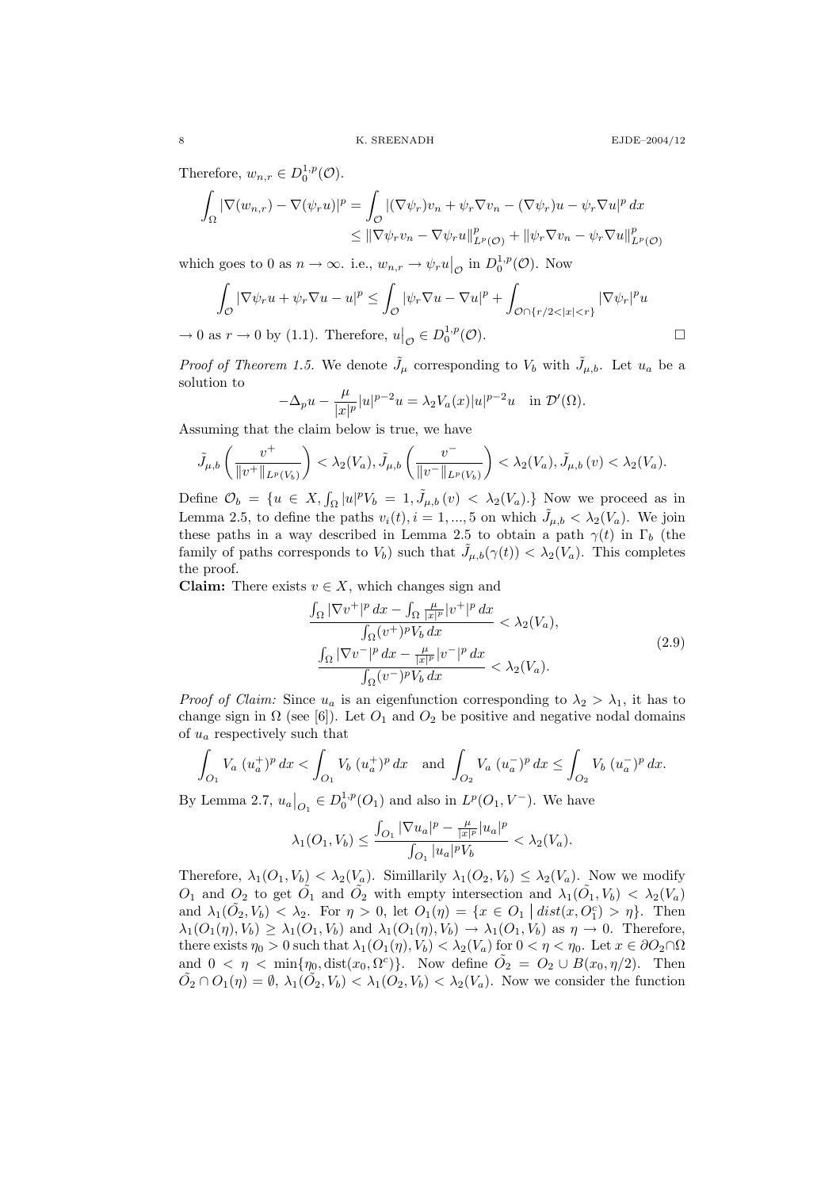Therefore, $w_{n,r} \in D_0^{1,p}(\mathcal{O})$.

$$
\begin{aligned}
\int_\Omega |\nabla(w_{n,r}) - \nabla(\psi_r u)|^p &= \int_{\mathcal{O}} |(\nabla\psi_r)v_n + \psi_r \nabla v_n - (\nabla\psi_r)u - \psi_r \nabla u|^p \, dx \\
&\le \|\nabla\psi_r v_n - \nabla\psi_r u\|^p_{L^p(\mathcal{O})} + \|\psi_r \nabla v_n - \psi_r \nabla u\|^p_{L^p(\mathcal{O})}
\end{aligned}
$$

which goes to 0 as $n \to \infty$. i.e., $w_{n,r} \to \psi_r u\big|_{\mathcal{O}}$ in $D_0^{1,p}(\mathcal{O})$. Now

$$
\int_{\mathcal{O}} |\nabla\psi_r u + \psi_r \nabla u - u|^p \le \int_{\mathcal{O}} |\psi_r \nabla u - \nabla u|^p + \int_{\mathcal{O}\cap\{r/2<|x|<r\}} |\nabla\psi_r|^p u
$$

$\to 0$ as $r \to 0$ by (1.1). Therefore, $u\big|_{\mathcal{O}} \in D_0^{1,p}(\mathcal{O})$. $\square$

*Proof of Theorem 1.5.* We denote $\tilde{J}_\mu$ corresponding to $V_b$ with $\tilde{J}_{\mu,b}$. Let $u_a$ be a solution to

$$
-\Delta_p u - \frac{\mu}{|x|^p}|u|^{p-2}u = \lambda_2 V_a(x)|u|^{p-2}u \quad \text{in } \mathcal{D}'(\Omega).
$$

Assuming that the claim below is true, we have

$$
\tilde{J}_{\mu,b}\left(\frac{v^+}{\|v^+\|_{L^p(V_b)}}\right) < \lambda_2(V_a), \tilde{J}_{\mu,b}\left(\frac{v^-}{\|v^-\|_{L^p(V_b)}}\right) < \lambda_2(V_a), \tilde{J}_{\mu,b}(v) < \lambda_2(V_a).
$$

Define $\mathcal{O}_b = \{u \in X, \int_\Omega |u|^p V_b = 1, \tilde{J}_{\mu,b}(v) < \lambda_2(V_a).\}$ Now we proceed as in Lemma 2.5, to define the paths $v_i(t), i = 1, ..., 5$ on which $\tilde{J}_{\mu,b} < \lambda_2(V_a)$. We join these paths in a way described in Lemma 2.5 to obtain a path $\gamma(t)$ in $\Gamma_b$ (the family of paths corresponds to $V_b$) such that $\tilde{J}_{\mu,b}(\gamma(t)) < \lambda_2(V_a)$. This completes the proof.

**Claim:** There exists $v \in X$, which changes sign and

$$
\begin{gathered}
\frac{\int_\Omega |\nabla v^+|^p \, dx - \int_\Omega \frac{\mu}{|x|^p}|v^+|^p \, dx}{\int_\Omega (v^+)^p V_b \, dx} < \lambda_2(V_a), \\
\frac{\int_\Omega |\nabla v^-|^p \, dx - \frac{\mu}{|x|^p}|v^-|^p \, dx}{\int_\Omega (v^-)^p V_b \, dx} < \lambda_2(V_a).
\end{gathered} \tag{2.9}
$$

*Proof of Claim:* Since $u_a$ is an eigenfunction corresponding to $\lambda_2 > \lambda_1$, it has to change sign in $\Omega$ (see [6]). Let $O_1$ and $O_2$ be positive and negative nodal domains of $u_a$ respectively such that

$$
\int_{O_1} V_a \, (u_a^+)^p \, dx < \int_{O_1} V_b \, (u_a^+)^p \, dx \quad \text{and} \int_{O_2} V_a \, (u_a^-)^p \, dx \le \int_{O_2} V_b \, (u_a^-)^p \, dx.
$$

By Lemma 2.7, $u_a\big|_{O_1} \in D_0^{1,p}(O_1)$ and also in $L^p(O_1, V^-)$. We have

$$
\lambda_1(O_1, V_b) \le \frac{\int_{O_1} |\nabla u_a|^p - \frac{\mu}{|x|^p}|u_a|^p}{\int_{O_1} |u_a|^p V_b} < \lambda_2(V_a).
$$

Therefore, $\lambda_1(O_1, V_b) < \lambda_2(V_a)$. Simillarily $\lambda_1(O_2, V_b) \le \lambda_2(V_a)$. Now we modify $O_1$ and $O_2$ to get $\tilde{O_1}$ and $\tilde{O_2}$ with empty intersection and $\lambda_1(\tilde{O_1}, V_b) < \lambda_2(V_a)$ and $\lambda_1(\tilde{O_2}, V_b) < \lambda_2$. For $\eta > 0$, let $O_1(\eta) = \{x \in O_1 \mid dist(x, O_1^c) > \eta\}$. Then $\lambda_1(O_1(\eta), V_b) \ge \lambda_1(O_1, V_b)$ and $\lambda_1(O_1(\eta), V_b) \to \lambda_1(O_1, V_b)$ as $\eta \to 0$. Therefore, there exists $\eta_0 > 0$ such that $\lambda_1(O_1(\eta), V_b) < \lambda_2(V_a)$ for $0 < \eta < \eta_0$. Let $x \in \partial O_2 \cap \Omega$ and $0 < \eta < \min\{\eta_0, \text{dist}(x_0, \Omega^c)\}$. Now define $\tilde{O_2} = O_2 \cup B(x_0, \eta/2)$. Then $\tilde{O_2} \cap O_1(\eta) = \emptyset$, $\lambda_1(\tilde{O_2}, V_b) < \lambda_1(O_2, V_b) < \lambda_2(V_a)$. Now we consider the function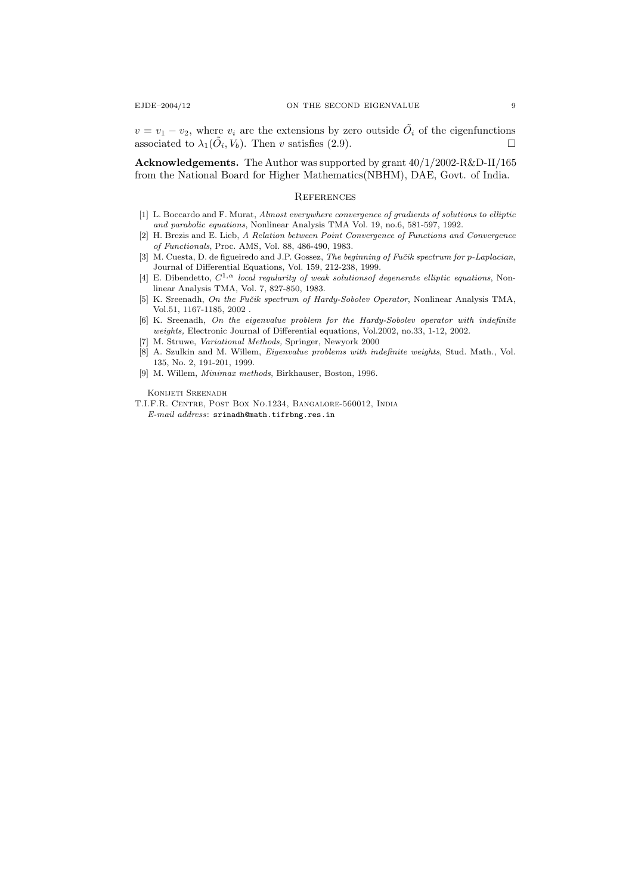$v = v_1 - v_2$, where $v_i$ are the extensions by zero outside $\tilde{O}_i$ of the eigenfunctions associated to $\lambda_1(\tilde{O}_i, V_b)$. Then $v$ satisfies (2.9). $\square$

**Acknowledgements.** The Author was supported by grant 40/1/2002-R&D-II/165 from the National Board for Higher Mathematics(NBHM), DAE, Govt. of India.

## References

[1] L. Boccardo and F. Murat, *Almost everywhere convergence of gradients of solutions to elliptic and parabolic equations*, Nonlinear Analysis TMA Vol. 19, no.6, 581-597, 1992.

[2] H. Brezis and E. Lieb, *A Relation between Point Convergence of Functions and Convergence of Functionals*, Proc. AMS, Vol. 88, 486-490, 1983.

[3] M. Cuesta, D. de figueiredo and J.P. Gossez, *The beginning of Fučik spectrum for p-Laplacian*, Journal of Differential Equations, Vol. 159, 212-238, 1999.

[4] E. Dibendetto, *$C^{1,\alpha}$ local regularity of weak solutionsof degenerate elliptic equations*, Nonlinear Analysis TMA, Vol. 7, 827-850, 1983.

[5] K. Sreenadh, *On the Fučik spectrum of Hardy-Sobolev Operator*, Nonlinear Analysis TMA, Vol.51, 1167-1185, 2002 .

[6] K. Sreenadh, *On the eigenvalue problem for the Hardy-Sobolev operator with indefinite weights*, Electronic Journal of Differential equations, Vol.2002, no.33, 1-12, 2002.

[7] M. Struwe, *Variational Methods,* Springer, Newyork 2000

[8] A. Szulkin and M. Willem, *Eigenvalue problems with indefinite weights*, Stud. Math., Vol. 135, No. 2, 191-201, 1999.

[9] M. Willem, *Minimax methods*, Birkhauser, Boston, 1996.

Konijeti Sreenadh

T.I.F.R. Centre, Post Box No.1234, Bangalore-560012, India

*E-mail address*: srinadh@math.tifrbng.res.in